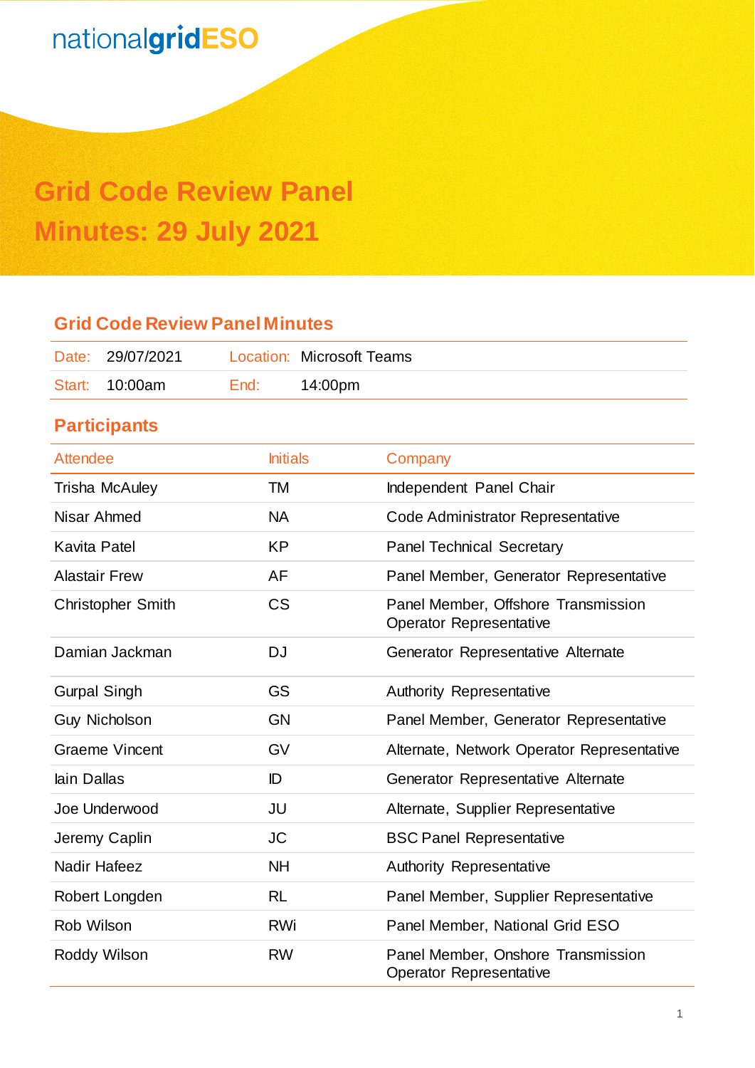nationalgridESO

# Grid Code Review Panel Minutes: 29 July 2021

## Grid Code Review Panel Minutes

| Date: | 29/07/2021 | Location: | Microsoft Teams |
|---|---|---|---|
| Start: | 10:00am | End: | 14:00pm |

## Participants

| Attendee | Initials | Company |
|---|---|---|
| Trisha McAuley | TM | Independent Panel Chair |
| Nisar Ahmed | NA | Code Administrator Representative |
| Kavita Patel | KP | Panel Technical Secretary |
| Alastair Frew | AF | Panel Member, Generator Representative |
| Christopher Smith | CS | Panel Member, Offshore Transmission Operator Representative |
| Damian Jackman | DJ | Generator Representative Alternate |
| Gurpal Singh | GS | Authority Representative |
| Guy Nicholson | GN | Panel Member, Generator Representative |
| Graeme Vincent | GV | Alternate, Network Operator Representative |
| Iain Dallas | ID | Generator Representative Alternate |
| Joe Underwood | JU | Alternate, Supplier Representative |
| Jeremy Caplin | JC | BSC Panel Representative |
| Nadir Hafeez | NH | Authority Representative |
| Robert Longden | RL | Panel Member, Supplier Representative |
| Rob Wilson | RWi | Panel Member, National Grid ESO |
| Roddy Wilson | RW | Panel Member, Onshore Transmission Operator Representative |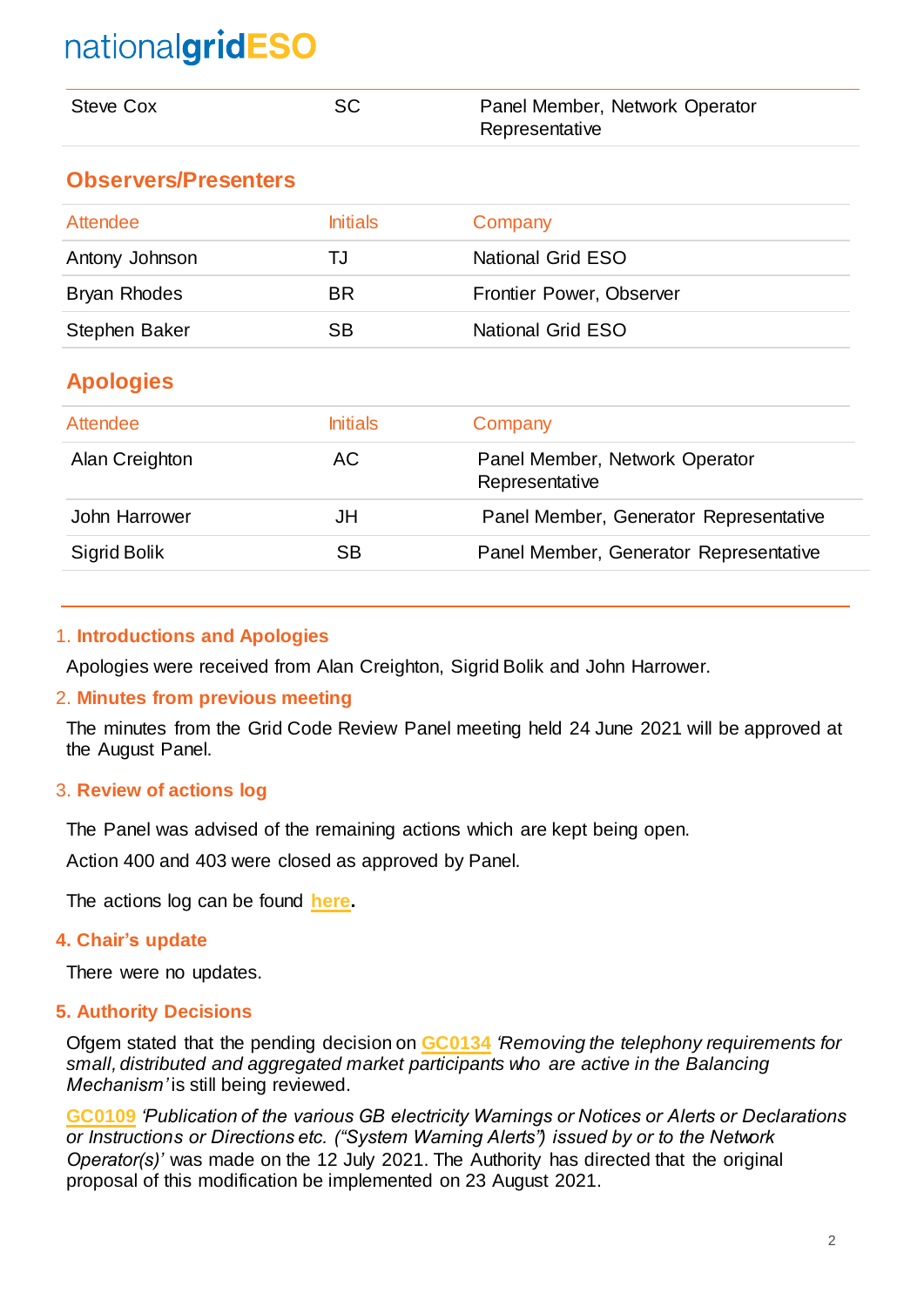| | | |
|---|---|---|
| Steve Cox | SC | Panel Member, Network Operator Representative |

## Observers/Presenters

| Attendee | Initials | Company |
|---|---|---|
| Antony Johnson | TJ | National Grid ESO |
| Bryan Rhodes | BR | Frontier Power, Observer |
| Stephen Baker | SB | National Grid ESO |

## Apologies

| Attendee | Initials | Company |
|---|---|---|
| Alan Creighton | AC | Panel Member, Network Operator Representative |
| John Harrower | JH | Panel Member, Generator Representative |
| Sigrid Bolik | SB | Panel Member, Generator Representative |

### 1. Introductions and Apologies

Apologies were received from Alan Creighton, Sigrid Bolik and John Harrower.

### 2. Minutes from previous meeting

The minutes from the Grid Code Review Panel meeting held 24 June 2021 will be approved at the August Panel.

### 3. Review of actions log

The Panel was advised of the remaining actions which are kept being open.

Action 400 and 403 were closed as approved by Panel.

The actions log can be found **here**.

### 4. Chair's update

There were no updates.

### 5. Authority Decisions

Ofgem stated that the pending decision on **GC0134** *'Removing the telephony requirements for small, distributed and aggregated market participants who are active in the Balancing Mechanism'* is still being reviewed.

**GC0109** *'Publication of the various GB electricity Warnings or Notices or Alerts or Declarations or Instructions or Directions etc. ("System Warning Alerts") issued by or to the Network Operator(s)'* was made on the 12 July 2021. The Authority has directed that the original proposal of this modification be implemented on 23 August 2021.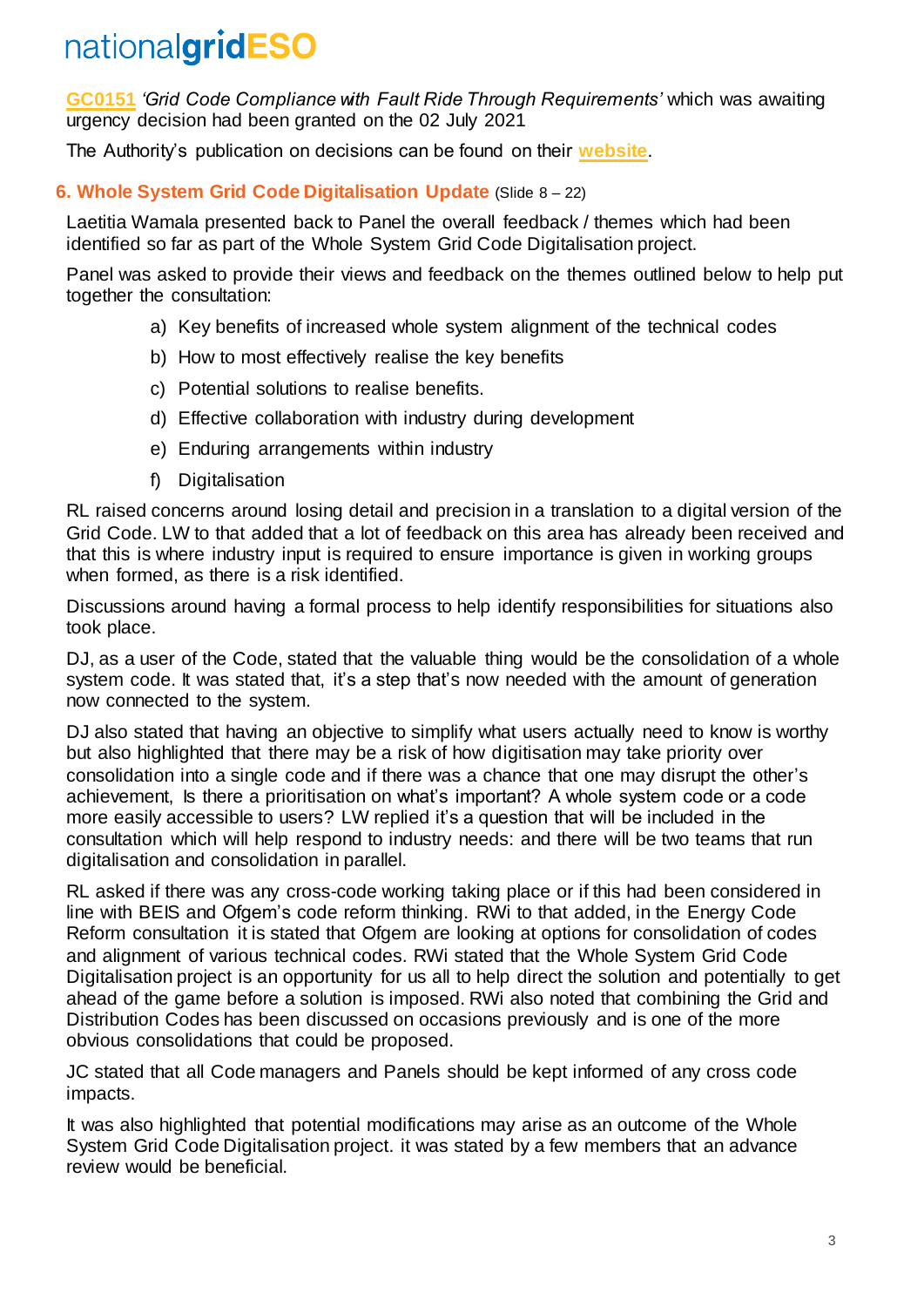**GC0151** *'Grid Code Compliance with Fault Ride Through Requirements'* which was awaiting urgency decision had been granted on the 02 July 2021

The Authority's publication on decisions can be found on their **website**.

### 6. Whole System Grid Code Digitalisation Update (Slide 8 – 22)

Laetitia Wamala presented back to Panel the overall feedback / themes which had been identified so far as part of the Whole System Grid Code Digitalisation project.

Panel was asked to provide their views and feedback on the themes outlined below to help put together the consultation:

a) Key benefits of increased whole system alignment of the technical codes
b) How to most effectively realise the key benefits
c) Potential solutions to realise benefits.
d) Effective collaboration with industry during development
e) Enduring arrangements within industry
f) Digitalisation

RL raised concerns around losing detail and precision in a translation to a digital version of the Grid Code. LW to that added that a lot of feedback on this area has already been received and that this is where industry input is required to ensure importance is given in working groups when formed, as there is a risk identified.

Discussions around having a formal process to help identify responsibilities for situations also took place.

DJ, as a user of the Code, stated that the valuable thing would be the consolidation of a whole system code. It was stated that, it's a step that's now needed with the amount of generation now connected to the system.

DJ also stated that having an objective to simplify what users actually need to know is worthy but also highlighted that there may be a risk of how digitisation may take priority over consolidation into a single code and if there was a chance that one may disrupt the other's achievement, Is there a prioritisation on what's important? A whole system code or a code more easily accessible to users? LW replied it's a question that will be included in the consultation which will help respond to industry needs: and there will be two teams that run digitalisation and consolidation in parallel.

RL asked if there was any cross-code working taking place or if this had been considered in line with BEIS and Ofgem's code reform thinking. RWi to that added, in the Energy Code Reform consultation it is stated that Ofgem are looking at options for consolidation of codes and alignment of various technical codes. RWi stated that the Whole System Grid Code Digitalisation project is an opportunity for us all to help direct the solution and potentially to get ahead of the game before a solution is imposed. RWi also noted that combining the Grid and Distribution Codes has been discussed on occasions previously and is one of the more obvious consolidations that could be proposed.

JC stated that all Code managers and Panels should be kept informed of any cross code impacts.

It was also highlighted that potential modifications may arise as an outcome of the Whole System Grid Code Digitalisation project. it was stated by a few members that an advance review would be beneficial.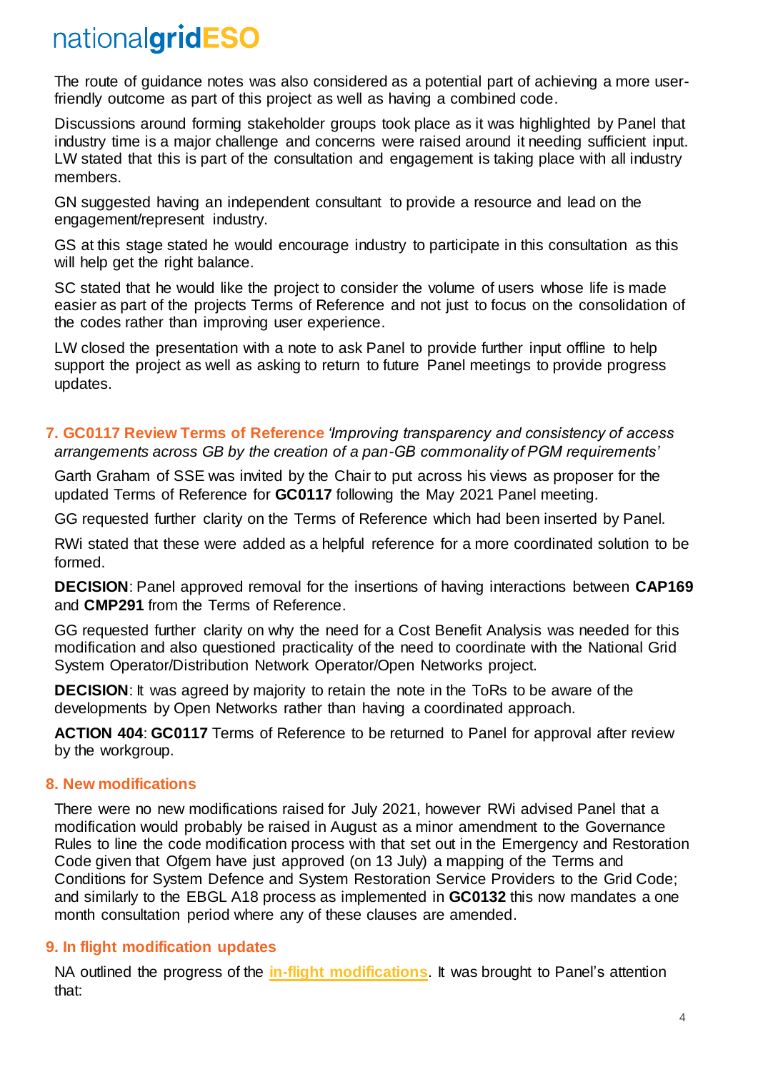The route of guidance notes was also considered as a potential part of achieving a more user-friendly outcome as part of this project as well as having a combined code.

Discussions around forming stakeholder groups took place as it was highlighted by Panel that industry time is a major challenge and concerns were raised around it needing sufficient input. LW stated that this is part of the consultation and engagement is taking place with all industry members.

GN suggested having an independent consultant to provide a resource and lead on the engagement/represent industry.

GS at this stage stated he would encourage industry to participate in this consultation as this will help get the right balance.

SC stated that he would like the project to consider the volume of users whose life is made easier as part of the projects Terms of Reference and not just to focus on the consolidation of the codes rather than improving user experience.

LW closed the presentation with a note to ask Panel to provide further input offline to help support the project as well as asking to return to future Panel meetings to provide progress updates.

## 7. GC0117 Review Terms of Reference *'Improving transparency and consistency of access arrangements across GB by the creation of a pan-GB commonality of PGM requirements'*

Garth Graham of SSE was invited by the Chair to put across his views as proposer for the updated Terms of Reference for **GC0117** following the May 2021 Panel meeting.

GG requested further clarity on the Terms of Reference which had been inserted by Panel.

RWi stated that these were added as a helpful reference for a more coordinated solution to be formed.

**DECISION**: Panel approved removal for the insertions of having interactions between **CAP169** and **CMP291** from the Terms of Reference.

GG requested further clarity on why the need for a Cost Benefit Analysis was needed for this modification and also questioned practicality of the need to coordinate with the National Grid System Operator/Distribution Network Operator/Open Networks project.

**DECISION**: It was agreed by majority to retain the note in the ToRs to be aware of the developments by Open Networks rather than having a coordinated approach.

**ACTION 404**: **GC0117** Terms of Reference to be returned to Panel for approval after review by the workgroup.

## 8. New modifications

There were no new modifications raised for July 2021, however RWi advised Panel that a modification would probably be raised in August as a minor amendment to the Governance Rules to line the code modification process with that set out in the Emergency and Restoration Code given that Ofgem have just approved (on 13 July) a mapping of the Terms and Conditions for System Defence and System Restoration Service Providers to the Grid Code; and similarly to the EBGL A18 process as implemented in **GC0132** this now mandates a one month consultation period where any of these clauses are amended.

## 9. In flight modification updates

NA outlined the progress of the **in-flight modifications**. It was brought to Panel's attention that: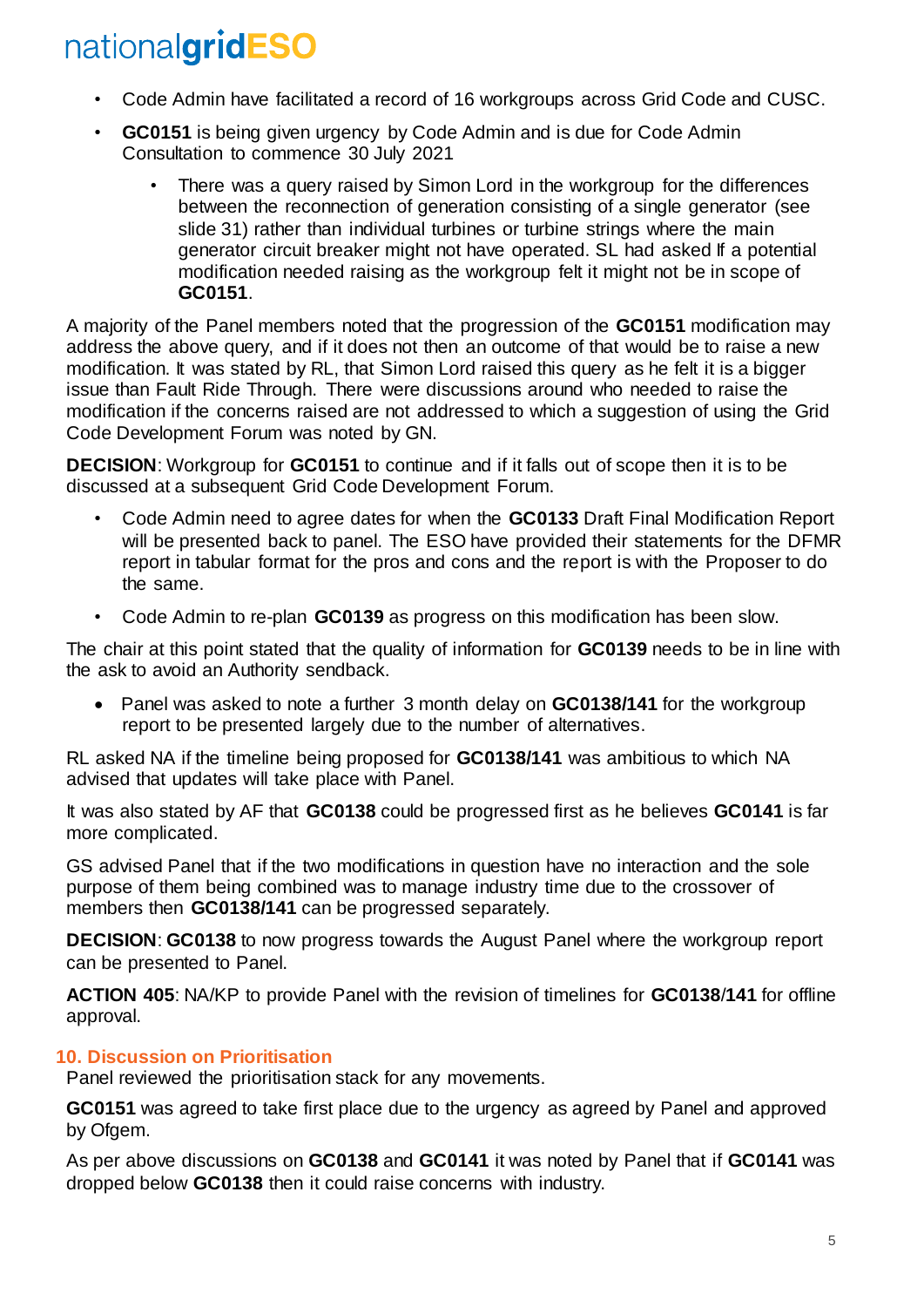- Code Admin have facilitated a record of 16 workgroups across Grid Code and CUSC.
- **GC0151** is being given urgency by Code Admin and is due for Code Admin Consultation to commence 30 July 2021
    - There was a query raised by Simon Lord in the workgroup for the differences between the reconnection of generation consisting of a single generator (see slide 31) rather than individual turbines or turbine strings where the main generator circuit breaker might not have operated. SL had asked if a potential modification needed raising as the workgroup felt it might not be in scope of **GC0151**.

A majority of the Panel members noted that the progression of the **GC0151** modification may address the above query, and if it does not then an outcome of that would be to raise a new modification. It was stated by RL, that Simon Lord raised this query as he felt it is a bigger issue than Fault Ride Through. There were discussions around who needed to raise the modification if the concerns raised are not addressed to which a suggestion of using the Grid Code Development Forum was noted by GN.

**DECISION**: Workgroup for **GC0151** to continue and if it falls out of scope then it is to be discussed at a subsequent Grid Code Development Forum.

- Code Admin need to agree dates for when the **GC0133** Draft Final Modification Report will be presented back to panel. The ESO have provided their statements for the DFMR report in tabular format for the pros and cons and the report is with the Proposer to do the same.
- Code Admin to re-plan **GC0139** as progress on this modification has been slow.

The chair at this point stated that the quality of information for **GC0139** needs to be in line with the ask to avoid an Authority sendback.

- Panel was asked to note a further 3 month delay on **GC0138/141** for the workgroup report to be presented largely due to the number of alternatives.

RL asked NA if the timeline being proposed for **GC0138/141** was ambitious to which NA advised that updates will take place with Panel.

It was also stated by AF that **GC0138** could be progressed first as he believes **GC0141** is far more complicated.

GS advised Panel that if the two modifications in question have no interaction and the sole purpose of them being combined was to manage industry time due to the crossover of members then **GC0138/141** can be progressed separately.

**DECISION**: **GC0138** to now progress towards the August Panel where the workgroup report can be presented to Panel.

**ACTION 405**: NA/KP to provide Panel with the revision of timelines for **GC0138/141** for offline approval.

## 10. Discussion on Prioritisation

Panel reviewed the prioritisation stack for any movements.

**GC0151** was agreed to take first place due to the urgency as agreed by Panel and approved by Ofgem.

As per above discussions on **GC0138** and **GC0141** it was noted by Panel that if **GC0141** was dropped below **GC0138** then it could raise concerns with industry.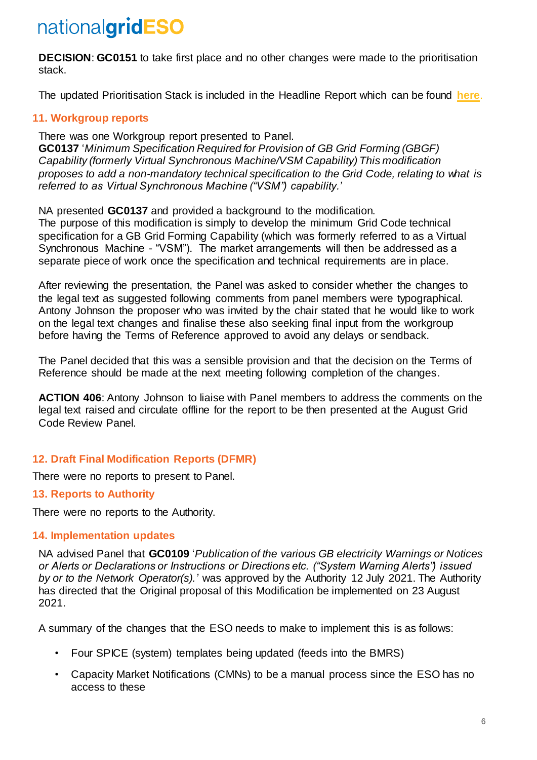**DECISION**: **GC0151** to take first place and no other changes were made to the prioritisation stack.

The updated Prioritisation Stack is included in the Headline Report which can be found **here**.

## 11. Workgroup reports

There was one Workgroup report presented to Panel.
**GC0137** '*Minimum Specification Required for Provision of GB Grid Forming (GBGF) Capability (formerly Virtual Synchronous Machine/VSM Capability) This modification proposes to add a non-mandatory technical specification to the Grid Code, relating to what is referred to as Virtual Synchronous Machine ("VSM") capability.*'

NA presented **GC0137** and provided a background to the modification.
The purpose of this modification is simply to develop the minimum Grid Code technical specification for a GB Grid Forming Capability (which was formerly referred to as a Virtual Synchronous Machine - "VSM"). The market arrangements will then be addressed as a separate piece of work once the specification and technical requirements are in place.

After reviewing the presentation, the Panel was asked to consider whether the changes to the legal text as suggested following comments from panel members were typographical. Antony Johnson the proposer who was invited by the chair stated that he would like to work on the legal text changes and finalise these also seeking final input from the workgroup before having the Terms of Reference approved to avoid any delays or sendback.

The Panel decided that this was a sensible provision and that the decision on the Terms of Reference should be made at the next meeting following completion of the changes.

**ACTION 406**: Antony Johnson to liaise with Panel members to address the comments on the legal text raised and circulate offline for the report to be then presented at the August Grid Code Review Panel.

## 12. Draft Final Modification Reports (DFMR)

There were no reports to present to Panel.

## 13. Reports to Authority

There were no reports to the Authority.

## 14. Implementation updates

NA advised Panel that **GC0109** '*Publication of the various GB electricity Warnings or Notices or Alerts or Declarations or Instructions or Directions etc. ("System Warning Alerts") issued by or to the Network Operator(s).*' was approved by the Authority 12 July 2021. The Authority has directed that the Original proposal of this Modification be implemented on 23 August 2021.

A summary of the changes that the ESO needs to make to implement this is as follows:

- Four SPICE (system) templates being updated (feeds into the BMRS)
- Capacity Market Notifications (CMNs) to be a manual process since the ESO has no access to these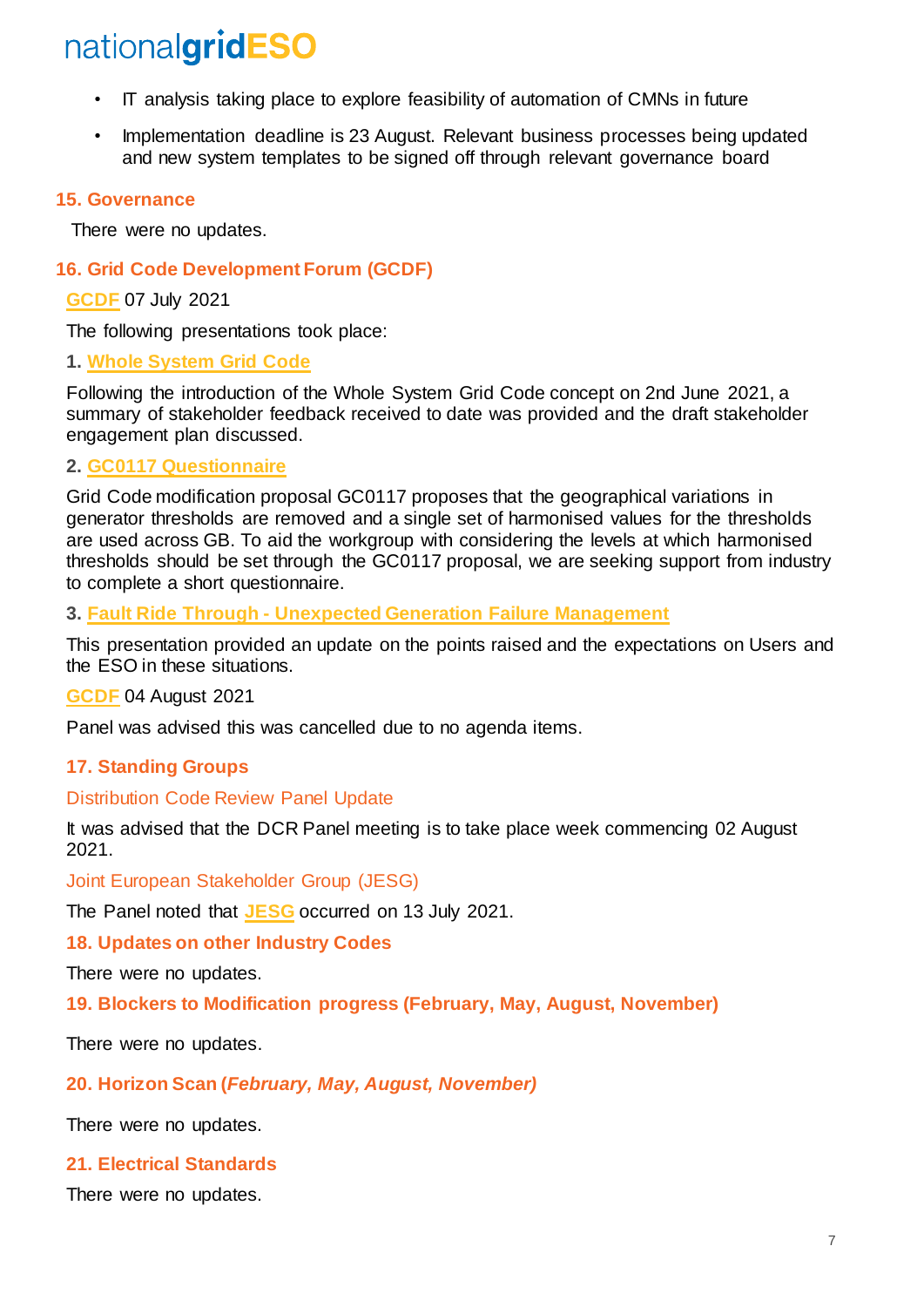- IT analysis taking place to explore feasibility of automation of CMNs in future
- Implementation deadline is 23 August. Relevant business processes being updated and new system templates to be signed off through relevant governance board

### 15. Governance

There were no updates.

### 16. Grid Code Development Forum (GCDF)

GCDF 07 July 2021

The following presentations took place:

**1. Whole System Grid Code**

Following the introduction of the Whole System Grid Code concept on 2nd June 2021, a summary of stakeholder feedback received to date was provided and the draft stakeholder engagement plan discussed.

**2. GC0117 Questionnaire**

Grid Code modification proposal GC0117 proposes that the geographical variations in generator thresholds are removed and a single set of harmonised values for the thresholds are used across GB. To aid the workgroup with considering the levels at which harmonised thresholds should be set through the GC0117 proposal, we are seeking support from industry to complete a short questionnaire.

**3. Fault Ride Through - Unexpected Generation Failure Management**

This presentation provided an update on the points raised and the expectations on Users and the ESO in these situations.

GCDF 04 August 2021

Panel was advised this was cancelled due to no agenda items.

### 17. Standing Groups

#### Distribution Code Review Panel Update

It was advised that the DCR Panel meeting is to take place week commencing 02 August 2021.

#### Joint European Stakeholder Group (JESG)

The Panel noted that JESG occurred on 13 July 2021.

### 18. Updates on other Industry Codes

There were no updates.

### 19. Blockers to Modification progress (February, May, August, November)

There were no updates.

### 20. Horizon Scan (*February, May, August, November)*

There were no updates.

### 21. Electrical Standards

There were no updates.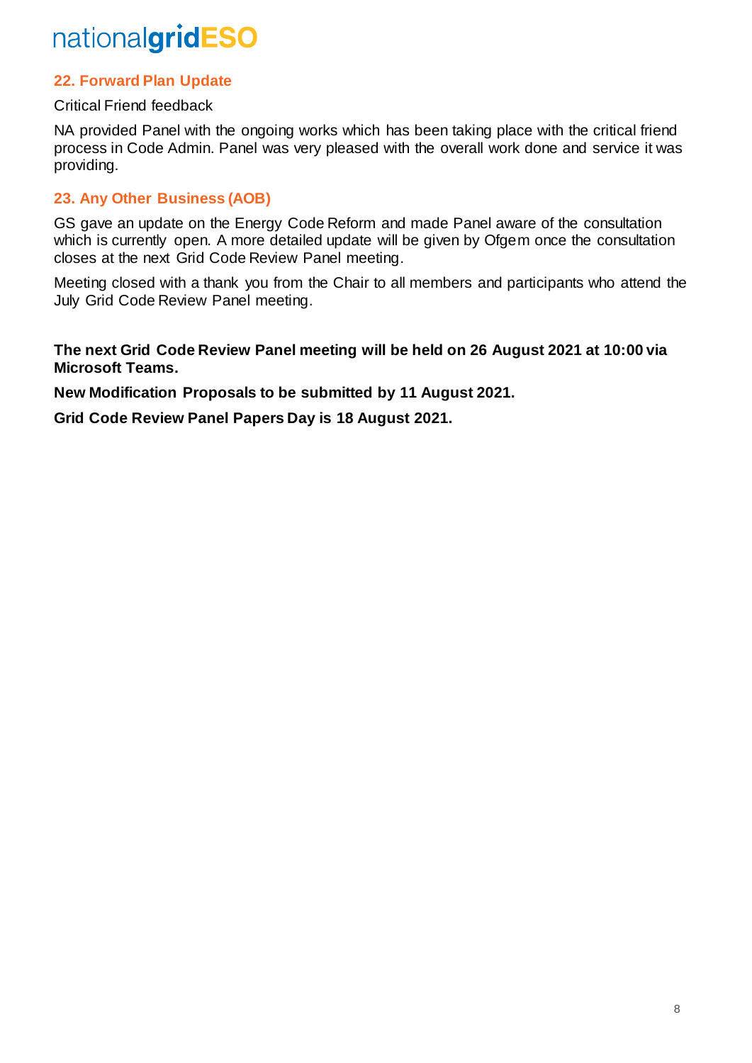## 22. Forward Plan Update

Critical Friend feedback

NA provided Panel with the ongoing works which has been taking place with the critical friend process in Code Admin. Panel was very pleased with the overall work done and service it was providing.

## 23. Any Other Business (AOB)

GS gave an update on the Energy Code Reform and made Panel aware of the consultation which is currently open. A more detailed update will be given by Ofgem once the consultation closes at the next Grid Code Review Panel meeting.

Meeting closed with a thank you from the Chair to all members and participants who attend the July Grid Code Review Panel meeting.

**The next Grid Code Review Panel meeting will be held on 26 August 2021 at 10:00 via Microsoft Teams.**

**New Modification Proposals to be submitted by 11 August 2021.**

**Grid Code Review Panel Papers Day is 18 August 2021.**